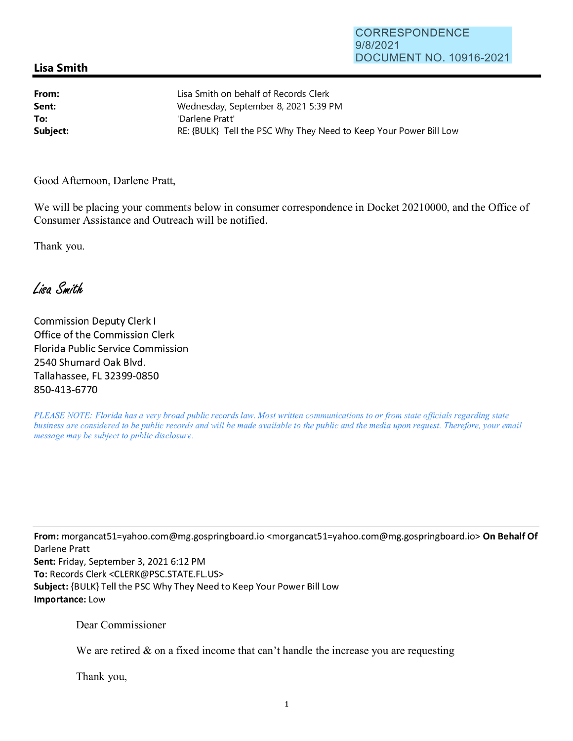CORRESPONDENCE
9/8/2021
DOCUMENT NO. 10916-2021

## Lisa Smith

**From:** Lisa Smith on behalf of Records Clerk
**Sent:** Wednesday, September 8, 2021 5:39 PM
**To:** 'Darlene Pratt'
**Subject:** RE: {BULK} Tell the PSC Why They Need to Keep Your Power Bill Low

Good Afternoon, Darlene Pratt,

We will be placing your comments below in consumer correspondence in Docket 20210000, and the Office of Consumer Assistance and Outreach will be notified.

Thank you.

*Lisa Smith*

Commission Deputy Clerk I
Office of the Commission Clerk
Florida Public Service Commission
2540 Shumard Oak Blvd.
Tallahassee, FL 32399-0850
850-413-6770

*PLEASE NOTE: Florida has a very broad public records law. Most written communications to or from state officials regarding state business are considered to be public records and will be made available to the public and the media upon request. Therefore, your email message may be subject to public disclosure.*

---

**From:** morgancat51=yahoo.com@mg.gospringboard.io <morgancat51=yahoo.com@mg.gospringboard.io> **On Behalf Of** Darlene Pratt
**Sent:** Friday, September 3, 2021 6:12 PM
**To:** Records Clerk <CLERK@PSC.STATE.FL.US>
**Subject:** {BULK} Tell the PSC Why They Need to Keep Your Power Bill Low
**Importance:** Low

Dear Commissioner

We are retired & on a fixed income that can't handle the increase you are requesting

Thank you,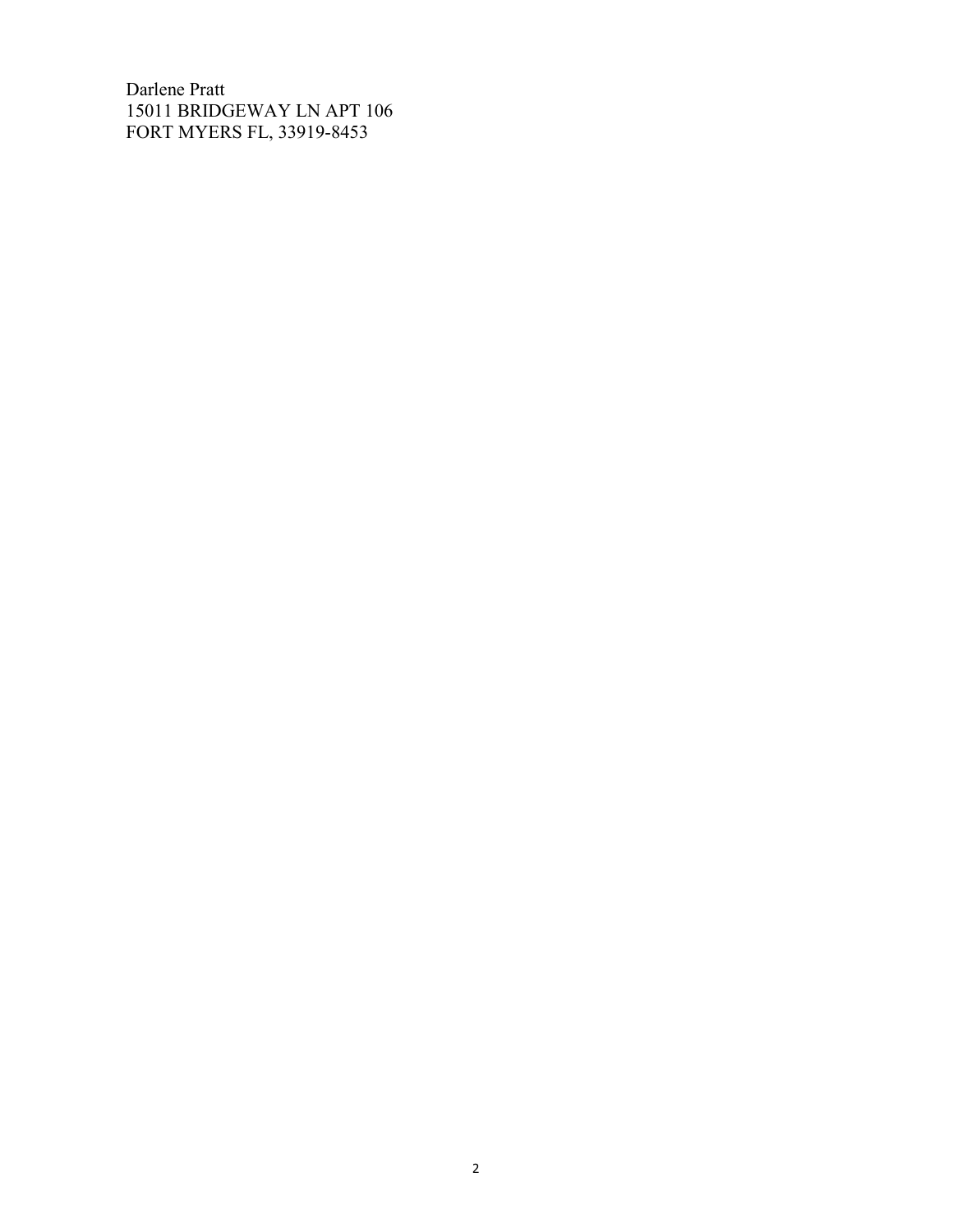Darlene Pratt
15011 BRIDGEWAY LN APT 106
FORT MYERS FL, 33919-8453